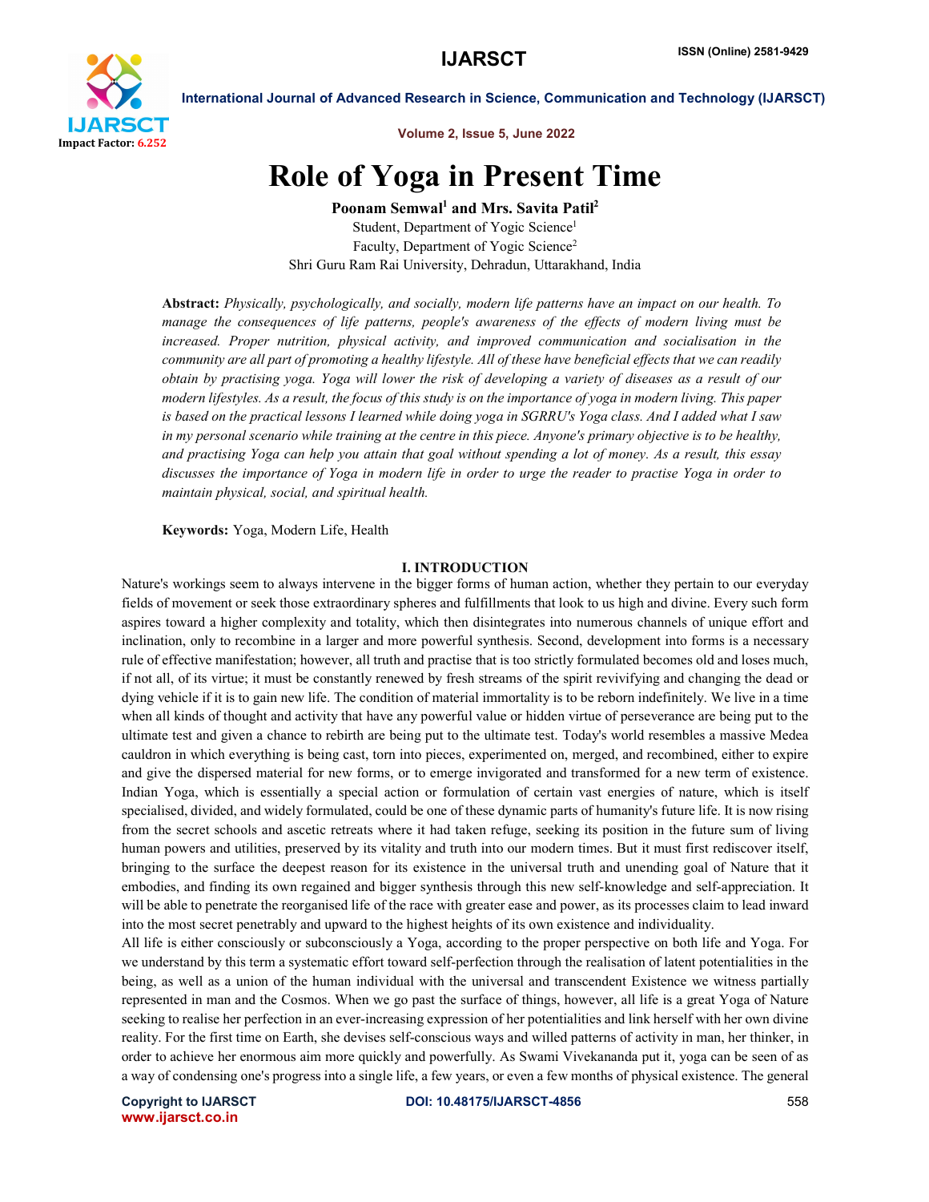# Role of Yoga in Present Time

**Poonam Semwal[1] and Mrs. Savita Patil[2]**

Student, Department of Yogic Science[1]

Faculty, Department of Yogic Science[2]

Shri Guru Ram Rai University, Dehradun, Uttarakhand, India

**Abstract:** *Physically, psychologically, and socially, modern life patterns have an impact on our health. To manage the consequences of life patterns, people's awareness of the effects of modern living must be increased. Proper nutrition, physical activity, and improved communication and socialisation in the community are all part of promoting a healthy lifestyle. All of these have beneficial effects that we can readily obtain by practising yoga. Yoga will lower the risk of developing a variety of diseases as a result of our modern lifestyles. As a result, the focus of this study is on the importance of yoga in modern living. This paper is based on the practical lessons I learned while doing yoga in SGRRU's Yoga class. And I added what I saw in my personal scenario while training at the centre in this piece. Anyone's primary objective is to be healthy, and practising Yoga can help you attain that goal without spending a lot of money. As a result, this essay discusses the importance of Yoga in modern life in order to urge the reader to practise Yoga in order to maintain physical, social, and spiritual health.*

**Keywords:** Yoga, Modern Life, Health

## I. INTRODUCTION

Nature's workings seem to always intervene in the bigger forms of human action, whether they pertain to our everyday fields of movement or seek those extraordinary spheres and fulfillments that look to us high and divine. Every such form aspires toward a higher complexity and totality, which then disintegrates into numerous channels of unique effort and inclination, only to recombine in a larger and more powerful synthesis. Second, development into forms is a necessary rule of effective manifestation; however, all truth and practise that is too strictly formulated becomes old and loses much, if not all, of its virtue; it must be constantly renewed by fresh streams of the spirit revivifying and changing the dead or dying vehicle if it is to gain new life. The condition of material immortality is to be reborn indefinitely. We live in a time when all kinds of thought and activity that have any powerful value or hidden virtue of perseverance are being put to the ultimate test and given a chance to rebirth are being put to the ultimate test. Today's world resembles a massive Medea cauldron in which everything is being cast, torn into pieces, experimented on, merged, and recombined, either to expire and give the dispersed material for new forms, or to emerge invigorated and transformed for a new term of existence. Indian Yoga, which is essentially a special action or formulation of certain vast energies of nature, which is itself specialised, divided, and widely formulated, could be one of these dynamic parts of humanity's future life. It is now rising from the secret schools and ascetic retreats where it had taken refuge, seeking its position in the future sum of living human powers and utilities, preserved by its vitality and truth into our modern times. But it must first rediscover itself, bringing to the surface the deepest reason for its existence in the universal truth and unending goal of Nature that it embodies, and finding its own regained and bigger synthesis through this new self-knowledge and self-appreciation. It will be able to penetrate the reorganised life of the race with greater ease and power, as its processes claim to lead inward into the most secret penetrably and upward to the highest heights of its own existence and individuality.

All life is either consciously or subconsciously a Yoga, according to the proper perspective on both life and Yoga. For we understand by this term a systematic effort toward self-perfection through the realisation of latent potentialities in the being, as well as a union of the human individual with the universal and transcendent Existence we witness partially represented in man and the Cosmos. When we go past the surface of things, however, all life is a great Yoga of Nature seeking to realise her perfection in an ever-increasing expression of her potentialities and link herself with her own divine reality. For the first time on Earth, she devises self-conscious ways and willed patterns of activity in man, her thinker, in order to achieve her enormous aim more quickly and powerfully. As Swami Vivekananda put it, yoga can be seen of as a way of condensing one's progress into a single life, a few years, or even a few months of physical existence. The general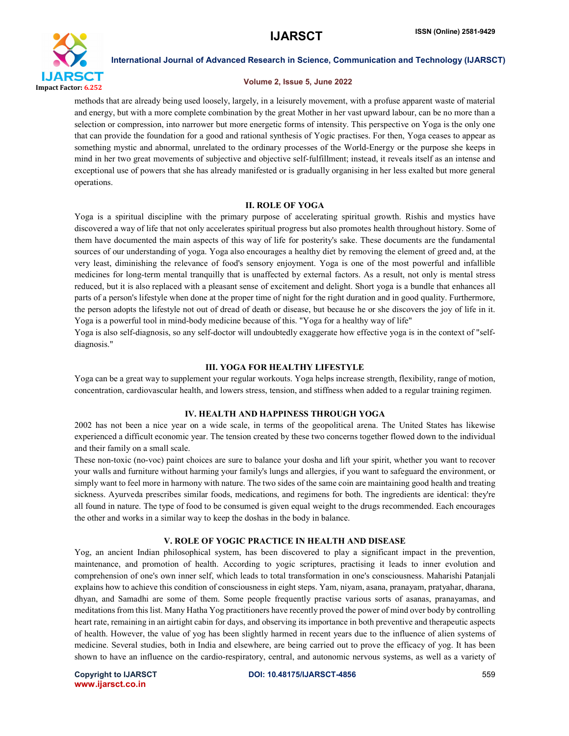methods that are already being used loosely, largely, in a leisurely movement, with a profuse apparent waste of material and energy, but with a more complete combination by the great Mother in her vast upward labour, can be no more than a selection or compression, into narrower but more energetic forms of intensity. This perspective on Yoga is the only one that can provide the foundation for a good and rational synthesis of Yogic practises. For then, Yoga ceases to appear as something mystic and abnormal, unrelated to the ordinary processes of the World-Energy or the purpose she keeps in mind in her two great movements of subjective and objective self-fulfillment; instead, it reveals itself as an intense and exceptional use of powers that she has already manifested or is gradually organising in her less exalted but more general operations.

## II. ROLE OF YOGA

Yoga is a spiritual discipline with the primary purpose of accelerating spiritual growth. Rishis and mystics have discovered a way of life that not only accelerates spiritual progress but also promotes health throughout history. Some of them have documented the main aspects of this way of life for posterity's sake. These documents are the fundamental sources of our understanding of yoga. Yoga also encourages a healthy diet by removing the element of greed and, at the very least, diminishing the relevance of food's sensory enjoyment. Yoga is one of the most powerful and infallible medicines for long-term mental tranquilly that is unaffected by external factors. As a result, not only is mental stress reduced, but it is also replaced with a pleasant sense of excitement and delight. Short yoga is a bundle that enhances all parts of a person's lifestyle when done at the proper time of night for the right duration and in good quality. Furthermore, the person adopts the lifestyle not out of dread of death or disease, but because he or she discovers the joy of life in it. Yoga is a powerful tool in mind-body medicine because of this. "Yoga for a healthy way of life"

Yoga is also self-diagnosis, so any self-doctor will undoubtedly exaggerate how effective yoga is in the context of "self-diagnosis."

## III. YOGA FOR HEALTHY LIFESTYLE

Yoga can be a great way to supplement your regular workouts. Yoga helps increase strength, flexibility, range of motion, concentration, cardiovascular health, and lowers stress, tension, and stiffness when added to a regular training regimen.

## IV. HEALTH AND HAPPINESS THROUGH YOGA

2002 has not been a nice year on a wide scale, in terms of the geopolitical arena. The United States has likewise experienced a difficult economic year. The tension created by these two concerns together flowed down to the individual and their family on a small scale.

These non-toxic (no-voc) paint choices are sure to balance your dosha and lift your spirit, whether you want to recover your walls and furniture without harming your family's lungs and allergies, if you want to safeguard the environment, or simply want to feel more in harmony with nature. The two sides of the same coin are maintaining good health and treating sickness. Ayurveda prescribes similar foods, medications, and regimens for both. The ingredients are identical: they're all found in nature. The type of food to be consumed is given equal weight to the drugs recommended. Each encourages the other and works in a similar way to keep the doshas in the body in balance.

## V. ROLE OF YOGIC PRACTICE IN HEALTH AND DISEASE

Yog, an ancient Indian philosophical system, has been discovered to play a significant impact in the prevention, maintenance, and promotion of health. According to yogic scriptures, practising it leads to inner evolution and comprehension of one's own inner self, which leads to total transformation in one's consciousness. Maharishi Patanjali explains how to achieve this condition of consciousness in eight steps. Yam, niyam, asana, pranayam, pratyahar, dharana, dhyan, and Samadhi are some of them. Some people frequently practise various sorts of asanas, pranayamas, and meditations from this list. Many Hatha Yog practitioners have recently proved the power of mind over body by controlling heart rate, remaining in an airtight cabin for days, and observing its importance in both preventive and therapeutic aspects of health. However, the value of yog has been slightly harmed in recent years due to the influence of alien systems of medicine. Several studies, both in India and elsewhere, are being carried out to prove the efficacy of yog. It has been shown to have an influence on the cardio-respiratory, central, and autonomic nervous systems, as well as a variety of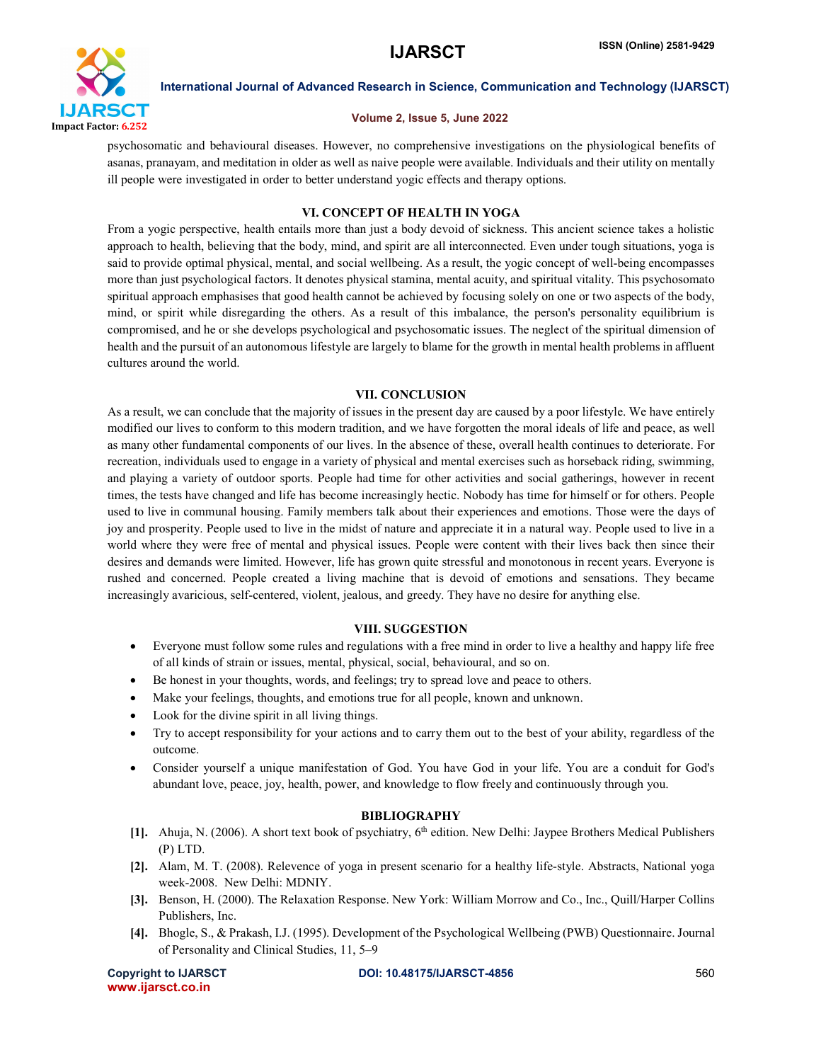psychosomatic and behavioural diseases. However, no comprehensive investigations on the physiological benefits of asanas, pranayam, and meditation in older as well as naive people were available. Individuals and their utility on mentally ill people were investigated in order to better understand yogic effects and therapy options.

## VI. CONCEPT OF HEALTH IN YOGA

From a yogic perspective, health entails more than just a body devoid of sickness. This ancient science takes a holistic approach to health, believing that the body, mind, and spirit are all interconnected. Even under tough situations, yoga is said to provide optimal physical, mental, and social wellbeing. As a result, the yogic concept of well-being encompasses more than just psychological factors. It denotes physical stamina, mental acuity, and spiritual vitality. This psychosomato spiritual approach emphasises that good health cannot be achieved by focusing solely on one or two aspects of the body, mind, or spirit while disregarding the others. As a result of this imbalance, the person's personality equilibrium is compromised, and he or she develops psychological and psychosomatic issues. The neglect of the spiritual dimension of health and the pursuit of an autonomous lifestyle are largely to blame for the growth in mental health problems in affluent cultures around the world.

## VII. CONCLUSION

As a result, we can conclude that the majority of issues in the present day are caused by a poor lifestyle. We have entirely modified our lives to conform to this modern tradition, and we have forgotten the moral ideals of life and peace, as well as many other fundamental components of our lives. In the absence of these, overall health continues to deteriorate. For recreation, individuals used to engage in a variety of physical and mental exercises such as horseback riding, swimming, and playing a variety of outdoor sports. People had time for other activities and social gatherings, however in recent times, the tests have changed and life has become increasingly hectic. Nobody has time for himself or for others. People used to live in communal housing. Family members talk about their experiences and emotions. Those were the days of joy and prosperity. People used to live in the midst of nature and appreciate it in a natural way. People used to live in a world where they were free of mental and physical issues. People were content with their lives back then since their desires and demands were limited. However, life has grown quite stressful and monotonous in recent years. Everyone is rushed and concerned. People created a living machine that is devoid of emotions and sensations. They became increasingly avaricious, self-centered, violent, jealous, and greedy. They have no desire for anything else.

## VIII. SUGGESTION

- Everyone must follow some rules and regulations with a free mind in order to live a healthy and happy life free of all kinds of strain or issues, mental, physical, social, behavioural, and so on.
- Be honest in your thoughts, words, and feelings; try to spread love and peace to others.
- Make your feelings, thoughts, and emotions true for all people, known and unknown.
- Look for the divine spirit in all living things.
- Try to accept responsibility for your actions and to carry them out to the best of your ability, regardless of the outcome.
- Consider yourself a unique manifestation of God. You have God in your life. You are a conduit for God's abundant love, peace, joy, health, power, and knowledge to flow freely and continuously through you.

## BIBLIOGRAPHY

[1]. Ahuja, N. (2006). A short text book of psychiatry, 6th edition. New Delhi: Jaypee Brothers Medical Publishers (P) LTD.

[2]. Alam, M. T. (2008). Relevence of yoga in present scenario for a healthy life-style. Abstracts, National yoga week-2008. New Delhi: MDNIY.

[3]. Benson, H. (2000). The Relaxation Response. New York: William Morrow and Co., Inc., Quill/Harper Collins Publishers, Inc.

[4]. Bhogle, S., & Prakash, I.J. (1995). Development of the Psychological Wellbeing (PWB) Questionnaire. Journal of Personality and Clinical Studies, 11, 5–9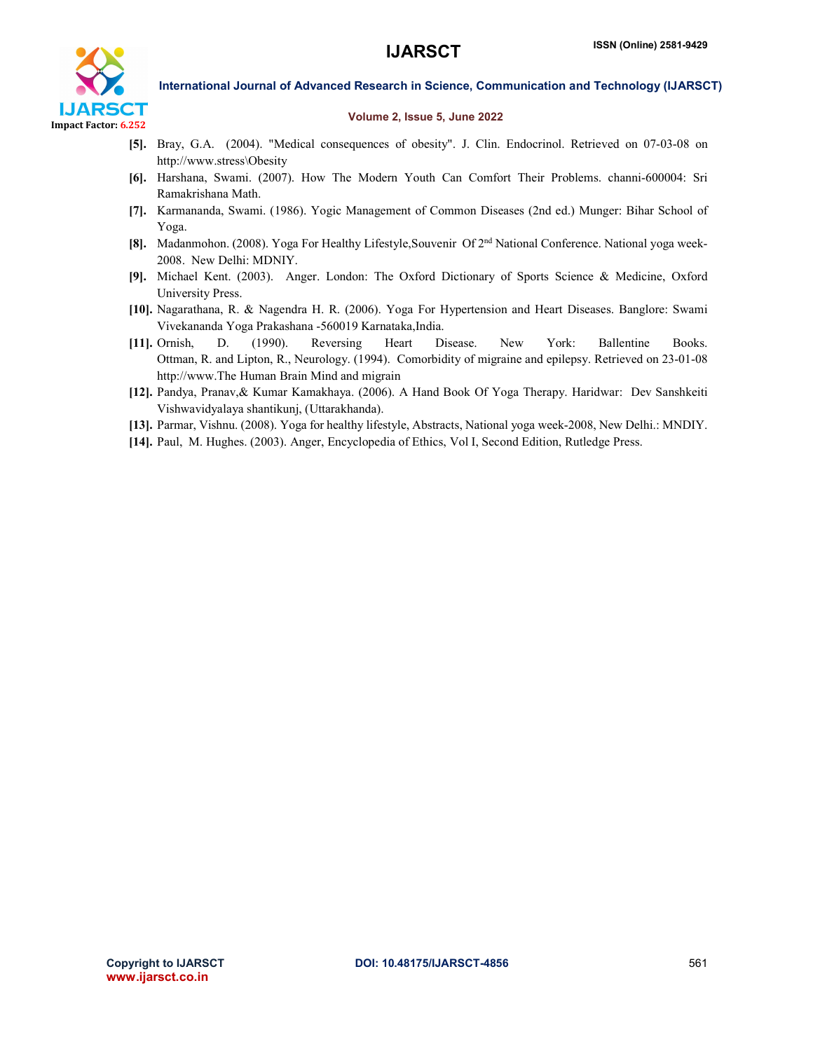[5]. Bray, G.A. (2004). "Medical consequences of obesity". J. Clin. Endocrinol. Retrieved on 07-03-08 on http://www.stress\Obesity

[6]. Harshana, Swami. (2007). How The Modern Youth Can Comfort Their Problems. channi-600004: Sri Ramakrishana Math.

[7]. Karmananda, Swami. (1986). Yogic Management of Common Diseases (2nd ed.) Munger: Bihar School of Yoga.

[8]. Madanmohon. (2008). Yoga For Healthy Lifestyle,Souvenir Of 2nd National Conference. National yoga week-2008. New Delhi: MDNIY.

[9]. Michael Kent. (2003). Anger. London: The Oxford Dictionary of Sports Science & Medicine, Oxford University Press.

[10]. Nagarathana, R. & Nagendra H. R. (2006). Yoga For Hypertension and Heart Diseases. Banglore: Swami Vivekananda Yoga Prakashana -560019 Karnataka,India.

[11]. Ornish, D. (1990). Reversing Heart Disease. New York: Ballentine Books. Ottman, R. and Lipton, R., Neurology. (1994). Comorbidity of migraine and epilepsy. Retrieved on 23-01-08 http://www.The Human Brain Mind and migrain

[12]. Pandya, Pranav,& Kumar Kamakhaya. (2006). A Hand Book Of Yoga Therapy. Haridwar: Dev Sanshkeiti Vishwavidyalaya shantikunj, (Uttarakhanda).

[13]. Parmar, Vishnu. (2008). Yoga for healthy lifestyle, Abstracts, National yoga week-2008, New Delhi.: MNDIY.

[14]. Paul, M. Hughes. (2003). Anger, Encyclopedia of Ethics, Vol I, Second Edition, Rutledge Press.